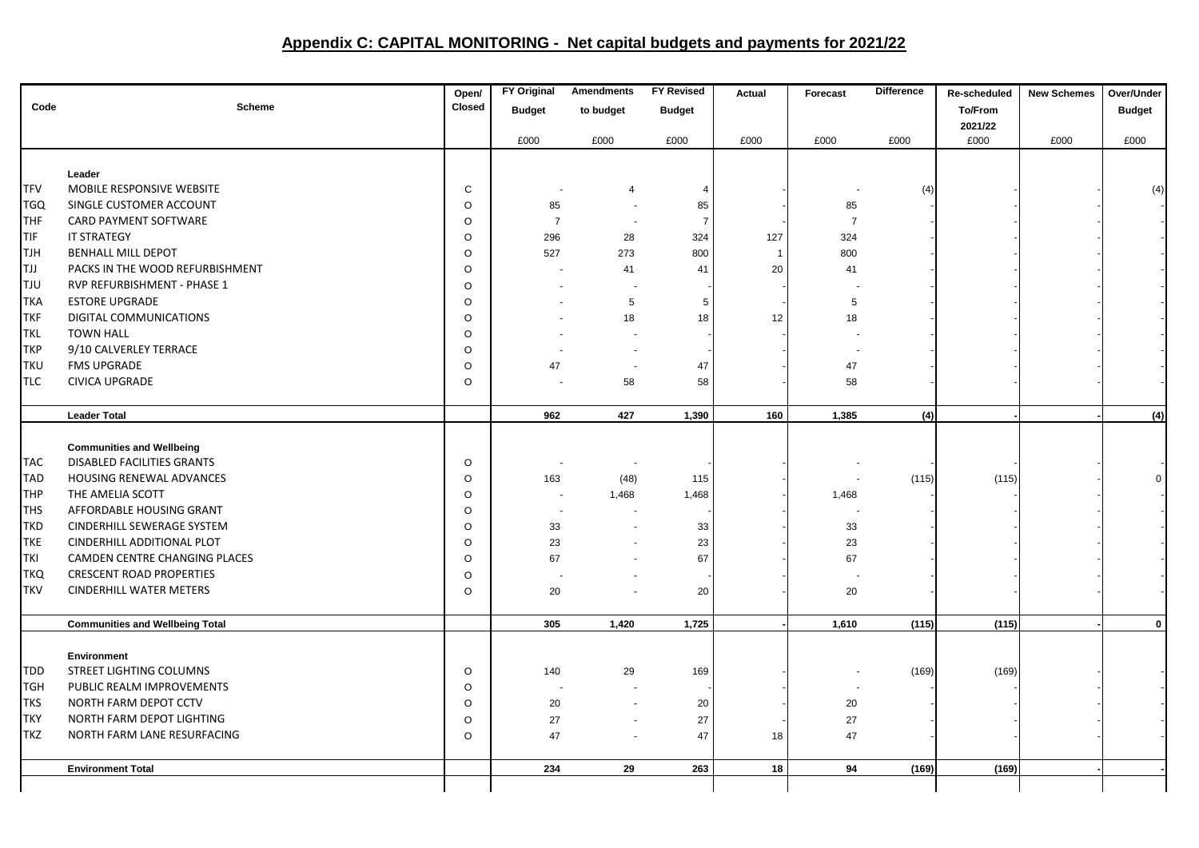## Appendix C: CAPITAL MONITORING - Net capital budgets and payments for 2021/22

| Code | Scheme | Open/ Closed | FY Original Budget | Amendments to budget | FY Revised Budget | Actual | Forecast | Difference | Re-scheduled To/From 2021/22 | New Schemes | Over/Under Budget |
|---|---|---|---|---|---|---|---|---|---|---|---|
| | | | £000 | £000 | £000 | £000 | £000 | £000 | £000 | £000 | £000 |
| | **Leader** | | | | | | | | | | |
| TFV | MOBILE RESPONSIVE WEBSITE | C | - | 4 | 4 | - | - | (4) | - | - | (4) |
| TGQ | SINGLE CUSTOMER ACCOUNT | O | 85 | - | 85 | - | 85 | - | - | - | - |
| THF | CARD PAYMENT SOFTWARE | O | 7 | - | 7 | - | 7 | - | - | - | - |
| TIF | IT STRATEGY | O | 296 | 28 | 324 | 127 | 324 | - | - | - | - |
| TJH | BENHALL MILL DEPOT | O | 527 | 273 | 800 | 1 | 800 | - | - | - | - |
| TJJ | PACKS IN THE WOOD REFURBISHMENT | O | - | 41 | 41 | 20 | 41 | - | - | - | - |
| TJU | RVP REFURBISHMENT - PHASE 1 | O | - | - | - | - | - | - | - | - | - |
| TKA | ESTORE UPGRADE | O | - | 5 | 5 | - | 5 | - | - | - | - |
| TKF | DIGITAL COMMUNICATIONS | O | - | 18 | 18 | 12 | 18 | - | - | - | - |
| TKL | TOWN HALL | O | - | - | - | - | - | - | - | - | - |
| TKP | 9/10 CALVERLEY TERRACE | O | - | - | - | - | - | - | - | - | - |
| TKU | FMS UPGRADE | O | 47 | - | 47 | - | 47 | - | - | - | - |
| TLC | CIVICA UPGRADE | O | - | 58 | 58 | - | 58 | - | - | - | - |
| | **Leader Total** | | **962** | **427** | **1,390** | **160** | **1,385** | **(4)** | **-** | **-** | **(4)** |
| | **Communities and Wellbeing** | | | | | | | | | | |
| TAC | DISABLED FACILITIES GRANTS | O | - | - | - | - | - | - | - | - | - |
| TAD | HOUSING RENEWAL ADVANCES | O | 163 | (48) | 115 | - | - | (115) | (115) | - | 0 |
| THP | THE AMELIA SCOTT | O | - | 1,468 | 1,468 | - | 1,468 | - | - | - | - |
| THS | AFFORDABLE HOUSING GRANT | O | - | - | - | - | - | - | - | - | - |
| TKD | CINDERHILL SEWERAGE SYSTEM | O | 33 | - | 33 | - | 33 | - | - | - | - |
| TKE | CINDERHILL ADDITIONAL PLOT | O | 23 | - | 23 | - | 23 | - | - | - | - |
| TKI | CAMDEN CENTRE CHANGING PLACES | O | 67 | - | 67 | - | 67 | - | - | - | - |
| TKQ | CRESCENT ROAD PROPERTIES | O | - | - | - | - | - | - | - | - | - |
| TKV | CINDERHILL WATER METERS | O | 20 | - | 20 | - | 20 | - | - | - | - |
| | **Communities and Wellbeing Total** | | **305** | **1,420** | **1,725** | **-** | **1,610** | **(115)** | **(115)** | **-** | **0** |
| | **Environment** | | | | | | | | | | |
| TDD | STREET LIGHTING COLUMNS | O | 140 | 29 | 169 | - | - | (169) | (169) | - | - |
| TGH | PUBLIC REALM IMPROVEMENTS | O | - | - | - | - | - | - | - | - | - |
| TKS | NORTH FARM DEPOT CCTV | O | 20 | - | 20 | - | 20 | - | - | - | - |
| TKY | NORTH FARM DEPOT LIGHTING | O | 27 | - | 27 | - | 27 | - | - | - | - |
| TKZ | NORTH FARM LANE RESURFACING | O | 47 | - | 47 | 18 | 47 | - | - | - | - |
| | **Environment Total** | | **234** | **29** | **263** | **18** | **94** | **(169)** | **(169)** | **-** | **-** |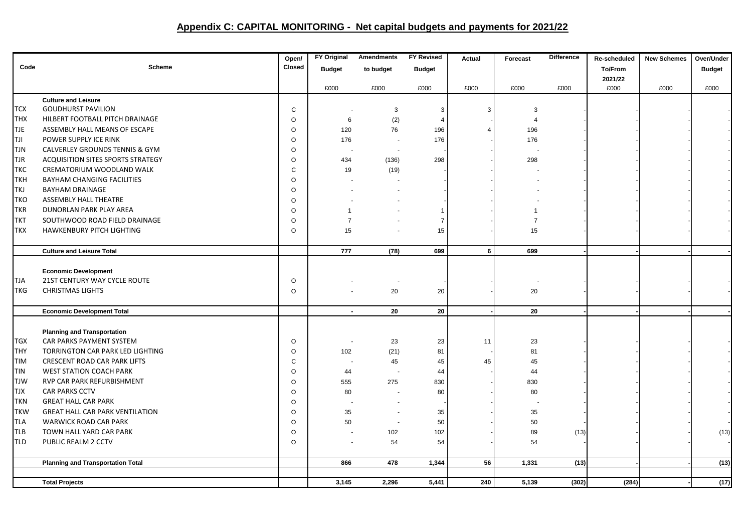## Appendix C: CAPITAL MONITORING - Net capital budgets and payments for 2021/22

| Code | Scheme | Open/ Closed | FY Original Budget | Amendments to budget | FY Revised Budget | Actual | Forecast | Difference | Re-scheduled To/From 2021/22 | New Schemes | Over/Under Budget |
|---|---|---|---|---|---|---|---|---|---|---|---|
| | | | £000 | £000 | £000 | £000 | £000 | £000 | £000 | £000 | £000 |
| | **Culture and Leisure** | | | | | | | | | | |
| TCX | GOUDHURST PAVILION | C | - | 3 | 3 | 3 | 3 | - | - | - | - |
| THX | HILBERT FOOTBALL PITCH DRAINAGE | O | 6 | (2) | 4 | - | 4 | - | - | - | - |
| TJE | ASSEMBLY HALL MEANS OF ESCAPE | O | 120 | 76 | 196 | 4 | 196 | - | - | - | - |
| TJI | POWER SUPPLY ICE RINK | O | 176 | - | 176 | - | 176 | - | - | - | - |
| TJN | CALVERLEY GROUNDS TENNIS & GYM | O | - | - | - | - | - | - | - | - | - |
| TJR | ACQUISITION SITES SPORTS STRATEGY | O | 434 | (136) | 298 | - | 298 | - | - | - | - |
| TKC | CREMATORIUM WOODLAND WALK | C | 19 | (19) | - | - | - | - | - | - | - |
| TKH | BAYHAM CHANGING FACILITIES | O | - | - | - | - | - | - | - | - | - |
| TKJ | BAYHAM DRAINAGE | O | - | - | - | - | - | - | - | - | - |
| TKO | ASSEMBLY HALL THEATRE | O | - | - | - | - | - | - | - | - | - |
| TKR | DUNORLAN PARK PLAY AREA | O | 1 | - | 1 | - | 1 | - | - | - | - |
| TKT | SOUTHWOOD ROAD FIELD DRAINAGE | O | 7 | - | 7 | - | 7 | - | - | - | - |
| TKX | HAWKENBURY PITCH LIGHTING | O | 15 | - | 15 | - | 15 | - | - | - | - |
| | **Culture and Leisure Total** | | **777** | **(78)** | **699** | **6** | **699** | **-** | **-** | **-** | **-** |
| | **Economic Development** | | | | | | | | | | |
| TJA | 21ST CENTURY WAY CYCLE ROUTE | O | - | - | - | - | - | - | - | - | - |
| TKG | CHRISTMAS LIGHTS | O | - | 20 | 20 | - | 20 | - | - | - | - |
| | **Economic Development Total** | | **-** | **20** | **20** | **-** | **20** | **-** | **-** | **-** | **-** |
| | **Planning and Transportation** | | | | | | | | | | |
| TGX | CAR PARKS PAYMENT SYSTEM | O | - | 23 | 23 | 11 | 23 | - | - | - | - |
| THY | TORRINGTON CAR PARK LED LIGHTING | O | 102 | (21) | 81 | - | 81 | - | - | - | - |
| TIM | CRESCENT ROAD CAR PARK LIFTS | C | - | 45 | 45 | 45 | 45 | - | - | - | - |
| TIN | WEST STATION COACH PARK | O | 44 | - | 44 | - | 44 | - | - | - | - |
| TJW | RVP CAR PARK REFURBISHMENT | O | 555 | 275 | 830 | - | 830 | - | - | - | - |
| TJX | CAR PARKS CCTV | O | 80 | - | 80 | - | 80 | - | - | - | - |
| TKN | GREAT HALL CAR PARK | O | - | - | - | - | - | - | - | - | - |
| TKW | GREAT HALL CAR PARK VENTILATION | O | 35 | - | 35 | - | 35 | - | - | - | - |
| TLA | WARWICK ROAD CAR PARK | O | 50 | - | 50 | - | 50 | - | - | - | - |
| TLB | TOWN HALL YARD CAR PARK | O | - | 102 | 102 | - | 89 | (13) | - | - | (13) |
| TLD | PUBLIC REALM 2 CCTV | O | - | 54 | 54 | - | 54 | - | - | - | - |
| | **Planning and Transportation Total** | | **866** | **478** | **1,344** | **56** | **1,331** | **(13)** | **-** | **-** | **(13)** |
| | **Total Projects** | | **3,145** | **2,296** | **5,441** | **240** | **5,139** | **(302)** | **(284)** | **-** | **(17)** |